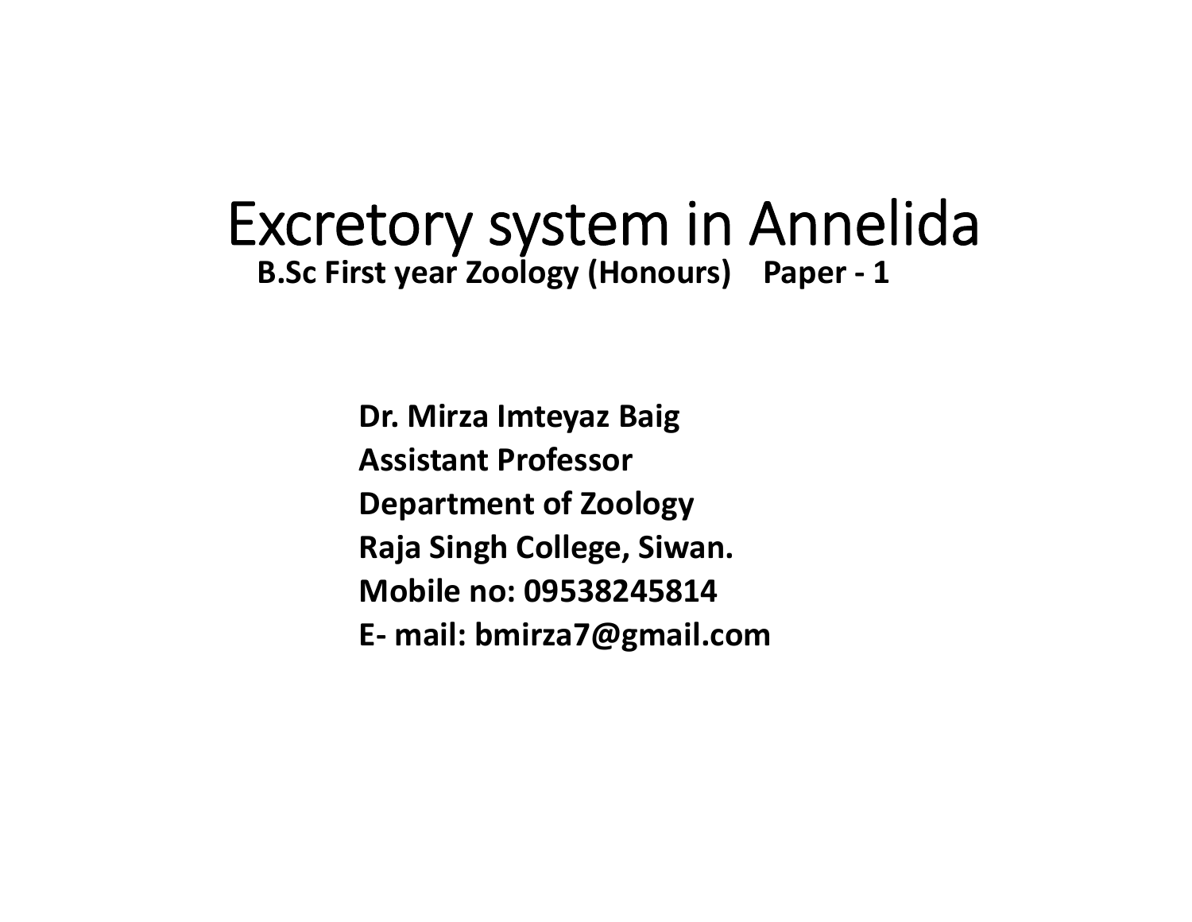# Excretory system in Annelida

**B.Sc First year Zoology (Honours) Paper - 1**

**Dr. Mirza Imteyaz Baig**
**Assistant Professor**
**Department of Zoology**
**Raja Singh College, Siwan.**
**Mobile no: 09538245814**
**E- mail: bmirza7@gmail.com**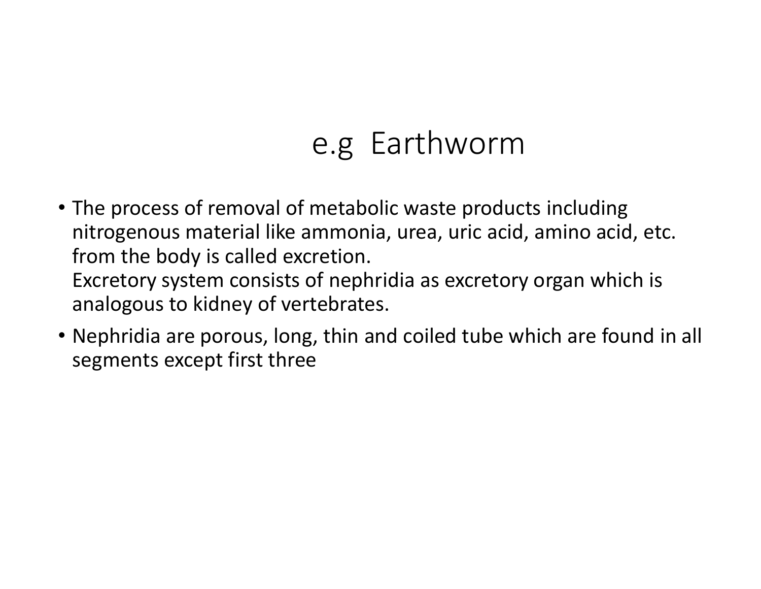# e.g Earthworm

- The process of removal of metabolic waste products including nitrogenous material like ammonia, urea, uric acid, amino acid, etc. from the body is called excretion.
  Excretory system consists of nephridia as excretory organ which is analogous to kidney of vertebrates.
- Nephridia are porous, long, thin and coiled tube which are found in all segments except first three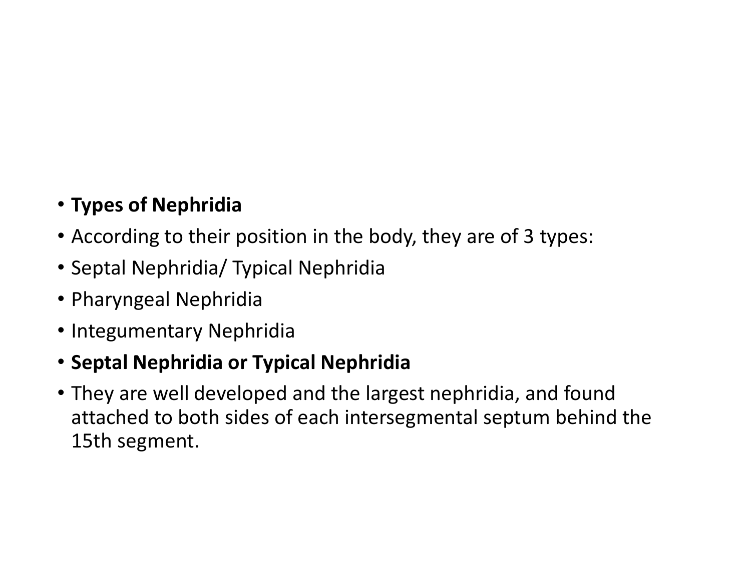- **Types of Nephridia**
- According to their position in the body, they are of 3 types:
- Septal Nephridia/ Typical Nephridia
- Pharyngeal Nephridia
- Integumentary Nephridia
- **Septal Nephridia or Typical Nephridia**
- They are well developed and the largest nephridia, and found attached to both sides of each intersegmental septum behind the 15th segment.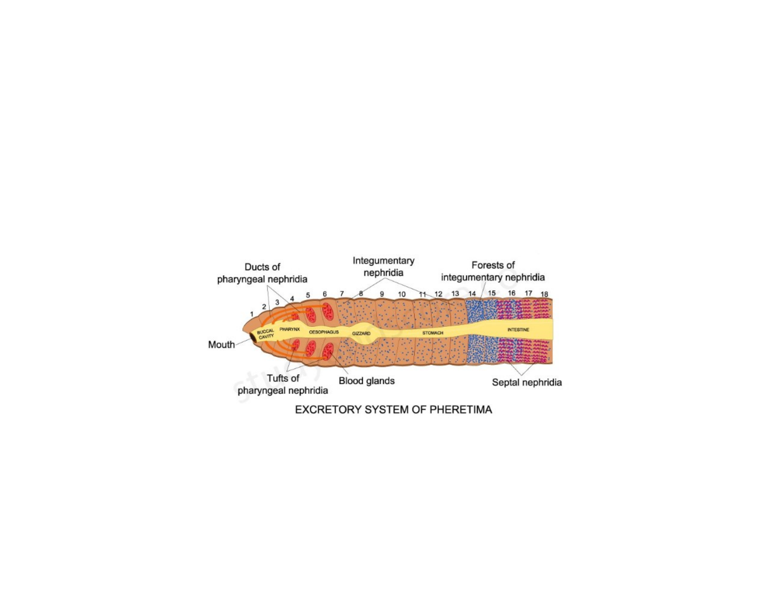EXCRETORY SYSTEM OF PHERETIMA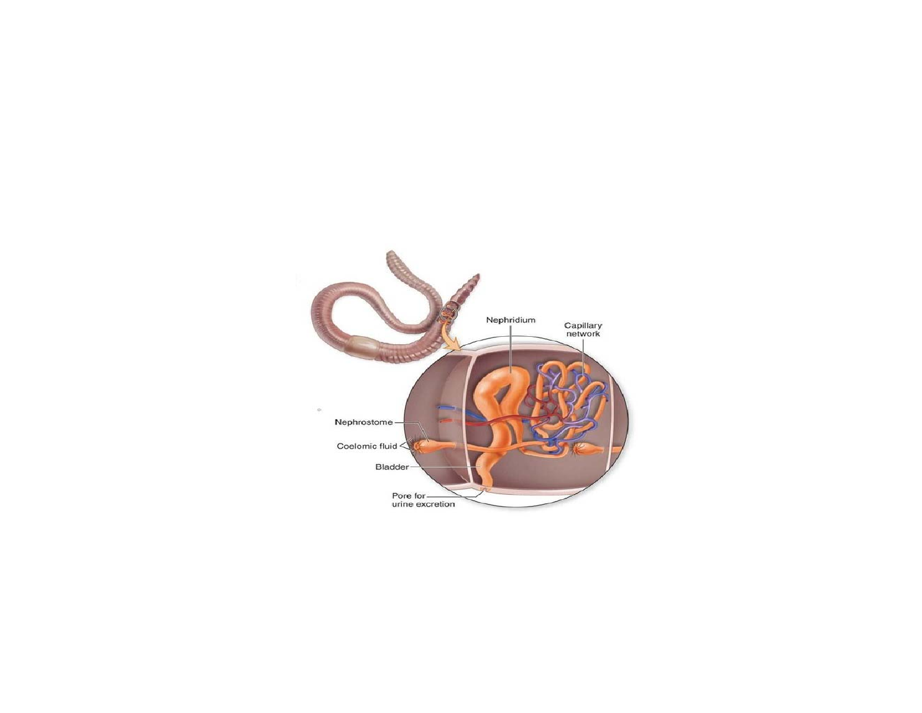Nephridium

Capillary network

Nephrostome

Coelomic fluid

Bladder

Pore for urine excretion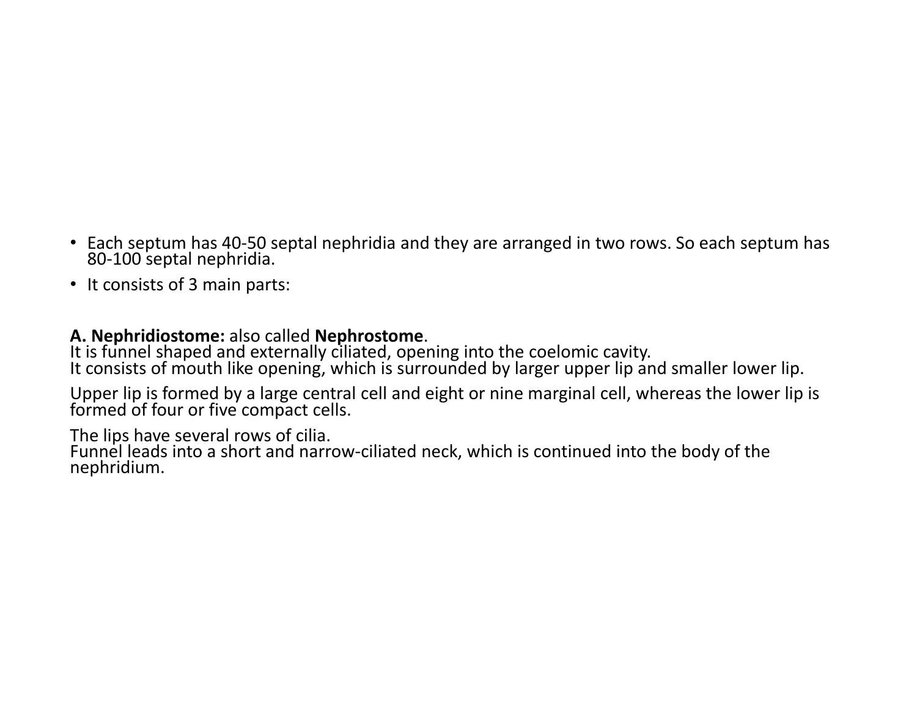- Each septum has 40-50 septal nephridia and they are arranged in two rows. So each septum has 80-100 septal nephridia.
- It consists of 3 main parts:

**A. Nephridiostome:** also called **Nephrostome**.
It is funnel shaped and externally ciliated, opening into the coelomic cavity.
It consists of mouth like opening, which is surrounded by larger upper lip and smaller lower lip.

Upper lip is formed by a large central cell and eight or nine marginal cell, whereas the lower lip is formed of four or five compact cells.

The lips have several rows of cilia.
Funnel leads into a short and narrow-ciliated neck, which is continued into the body of the nephridium.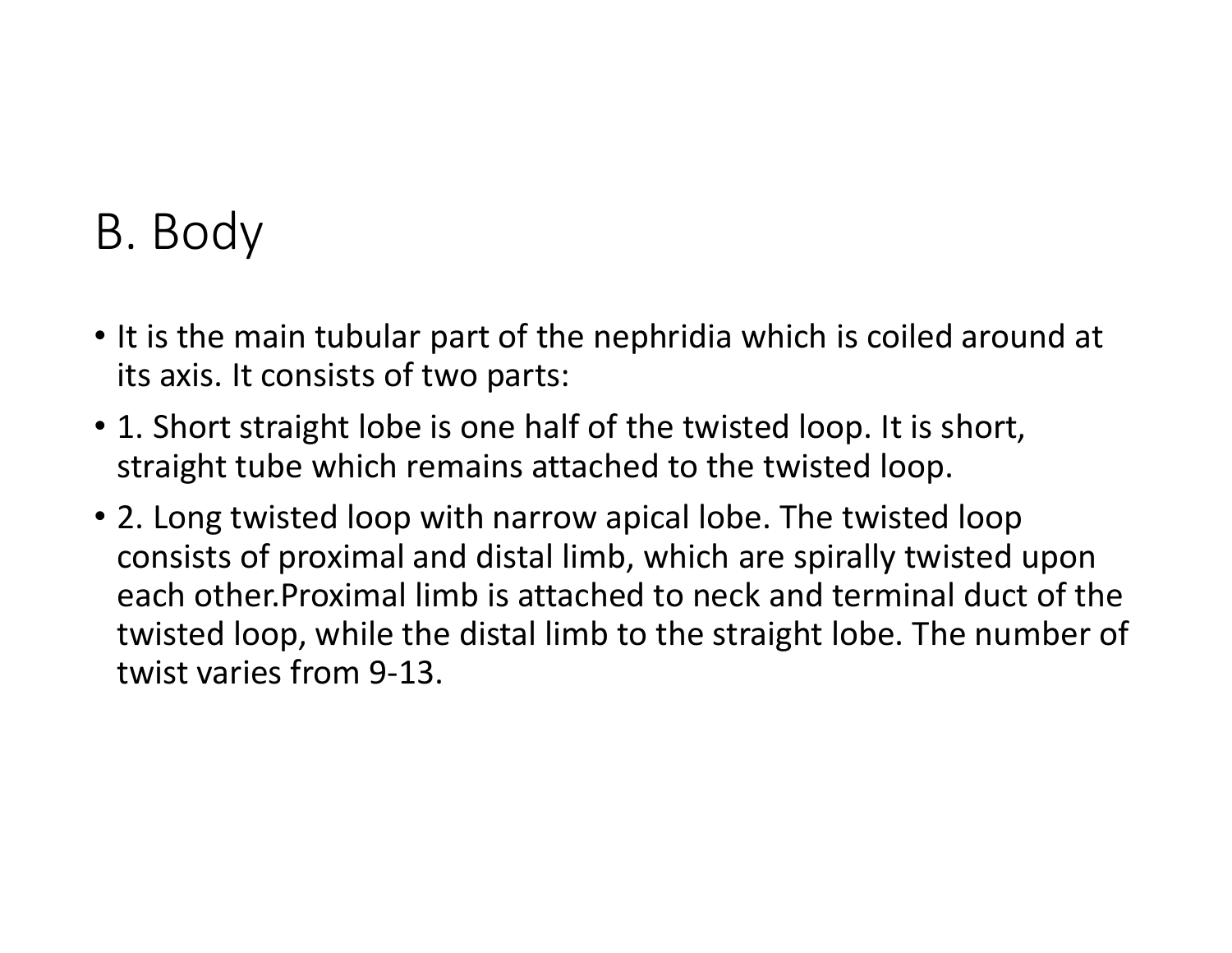## B. Body

- It is the main tubular part of the nephridia which is coiled around at its axis. It consists of two parts:
- 1. Short straight lobe is one half of the twisted loop. It is short, straight tube which remains attached to the twisted loop.
- 2. Long twisted loop with narrow apical lobe. The twisted loop consists of proximal and distal limb, which are spirally twisted upon each other.Proximal limb is attached to neck and terminal duct of the twisted loop, while the distal limb to the straight lobe. The number of twist varies from 9-13.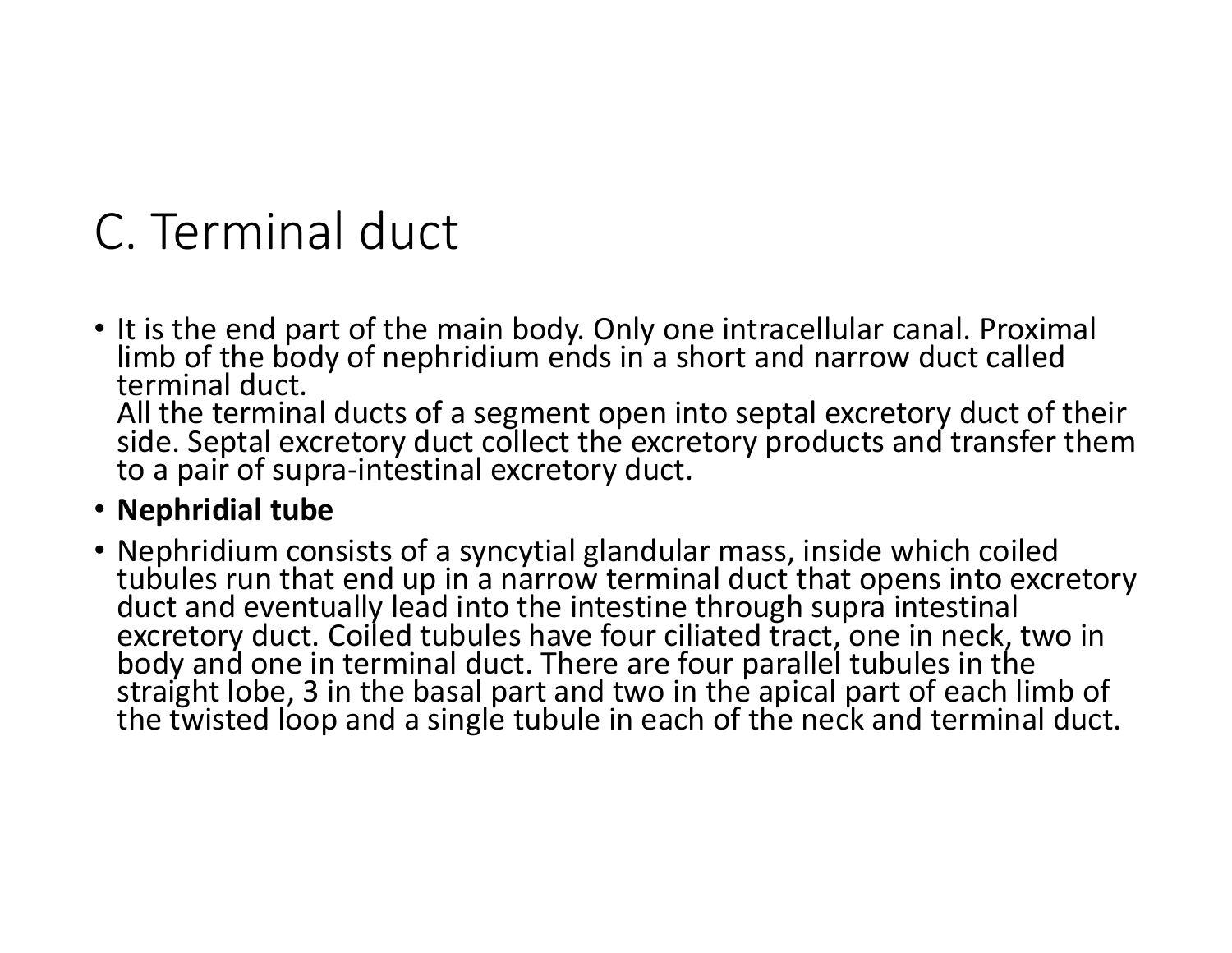# C. Terminal duct

- It is the end part of the main body. Only one intracellular canal. Proximal limb of the body of nephridium ends in a short and narrow duct called terminal duct.
  All the terminal ducts of a segment open into septal excretory duct of their side. Septal excretory duct collect the excretory products and transfer them to a pair of supra-intestinal excretory duct.
- **Nephridial tube**
- Nephridium consists of a syncytial glandular mass, inside which coiled tubules run that end up in a narrow terminal duct that opens into excretory duct and eventually lead into the intestine through supra intestinal excretory duct. Coiled tubules have four ciliated tract, one in neck, two in body and one in terminal duct. There are four parallel tubules in the straight lobe, 3 in the basal part and two in the apical part of each limb of the twisted loop and a single tubule in each of the neck and terminal duct.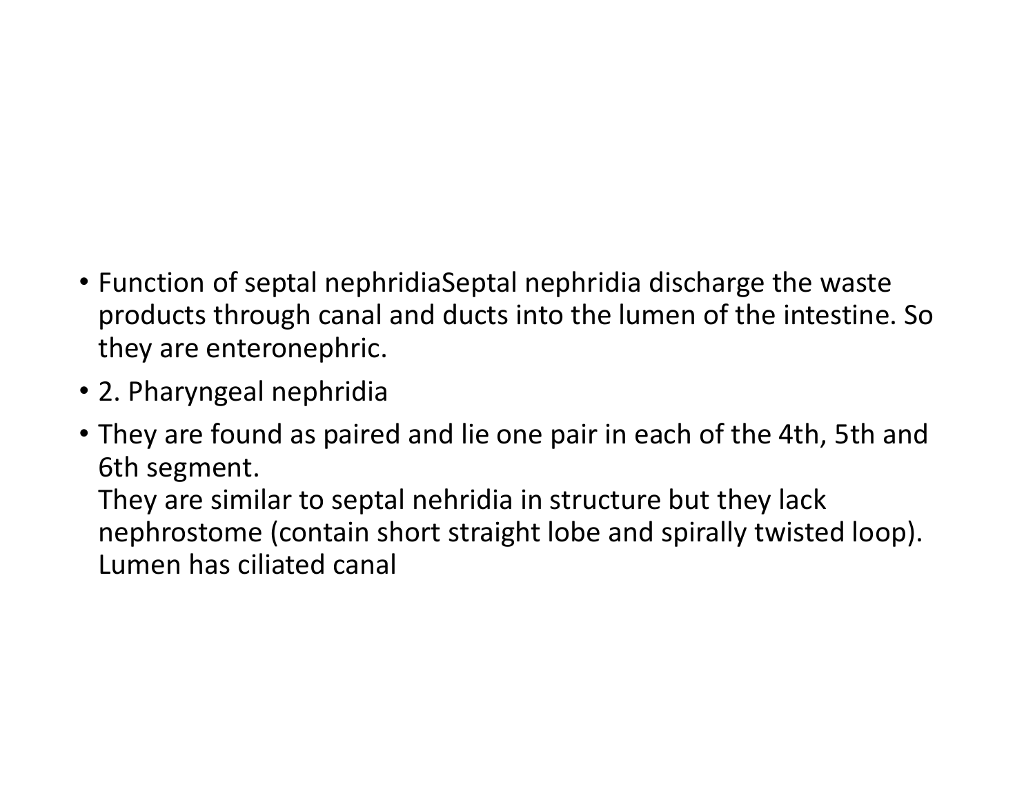- Function of septal nephridiaSeptal nephridia discharge the waste products through canal and ducts into the lumen of the intestine. So they are enteronephric.
- 2. Pharyngeal nephridia
- They are found as paired and lie one pair in each of the 4th, 5th and 6th segment.
  They are similar to septal nehridia in structure but they lack nephrostome (contain short straight lobe and spirally twisted loop). Lumen has ciliated canal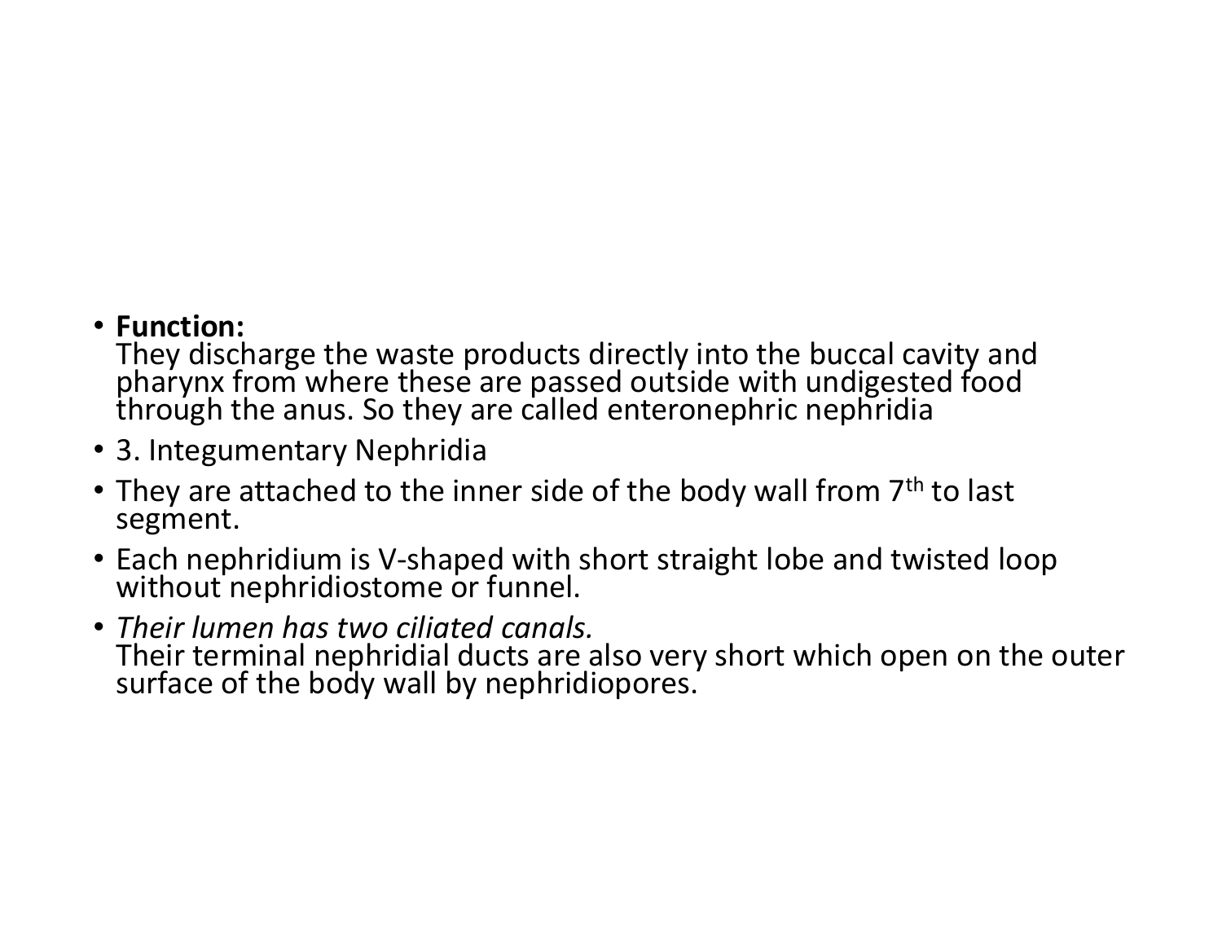- **Function:**
  They discharge the waste products directly into the buccal cavity and pharynx from where these are passed outside with undigested food through the anus. So they are called enteronephric nephridia
- 3. Integumentary Nephridia
- They are attached to the inner side of the body wall from $7^{th}$ to last segment.
- Each nephridium is V-shaped with short straight lobe and twisted loop without nephridiostome or funnel.
- *Their lumen has two ciliated canals.*
  Their terminal nephridial ducts are also very short which open on the outer surface of the body wall by nephridiopores.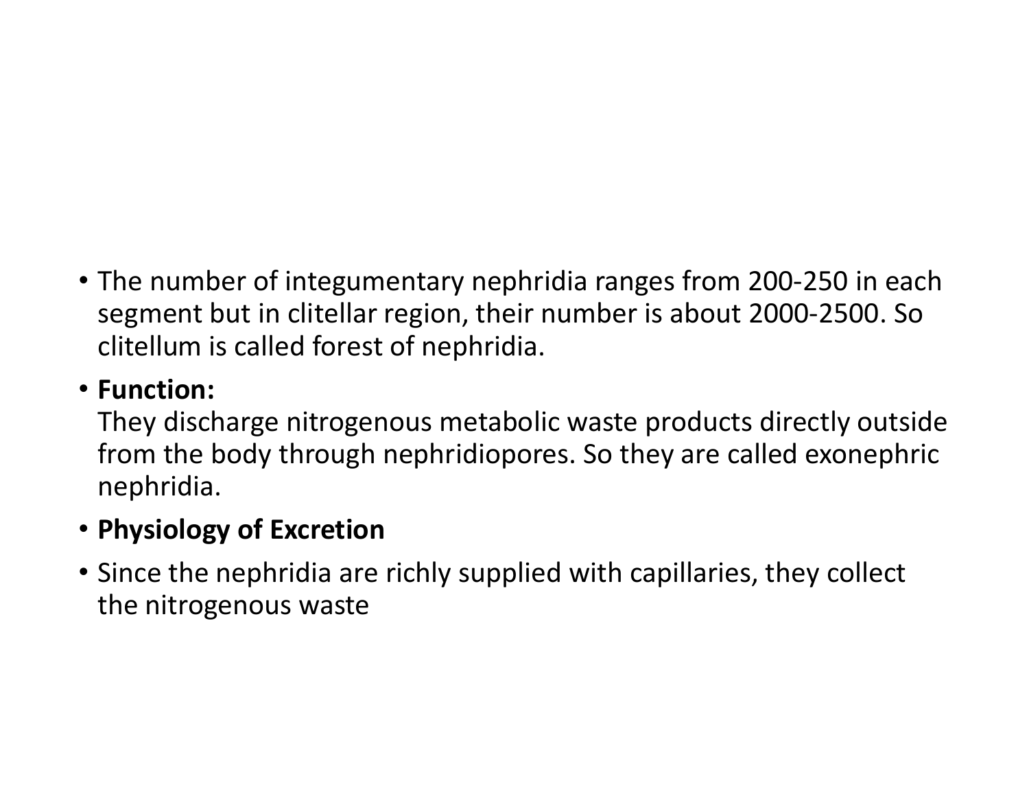- The number of integumentary nephridia ranges from 200-250 in each segment but in clitellar region, their number is about 2000-2500. So clitellum is called forest of nephridia.
- **Function:**
  They discharge nitrogenous metabolic waste products directly outside from the body through nephridiopores. So they are called exonephric nephridia.
- **Physiology of Excretion**
- Since the nephridia are richly supplied with capillaries, they collect the nitrogenous waste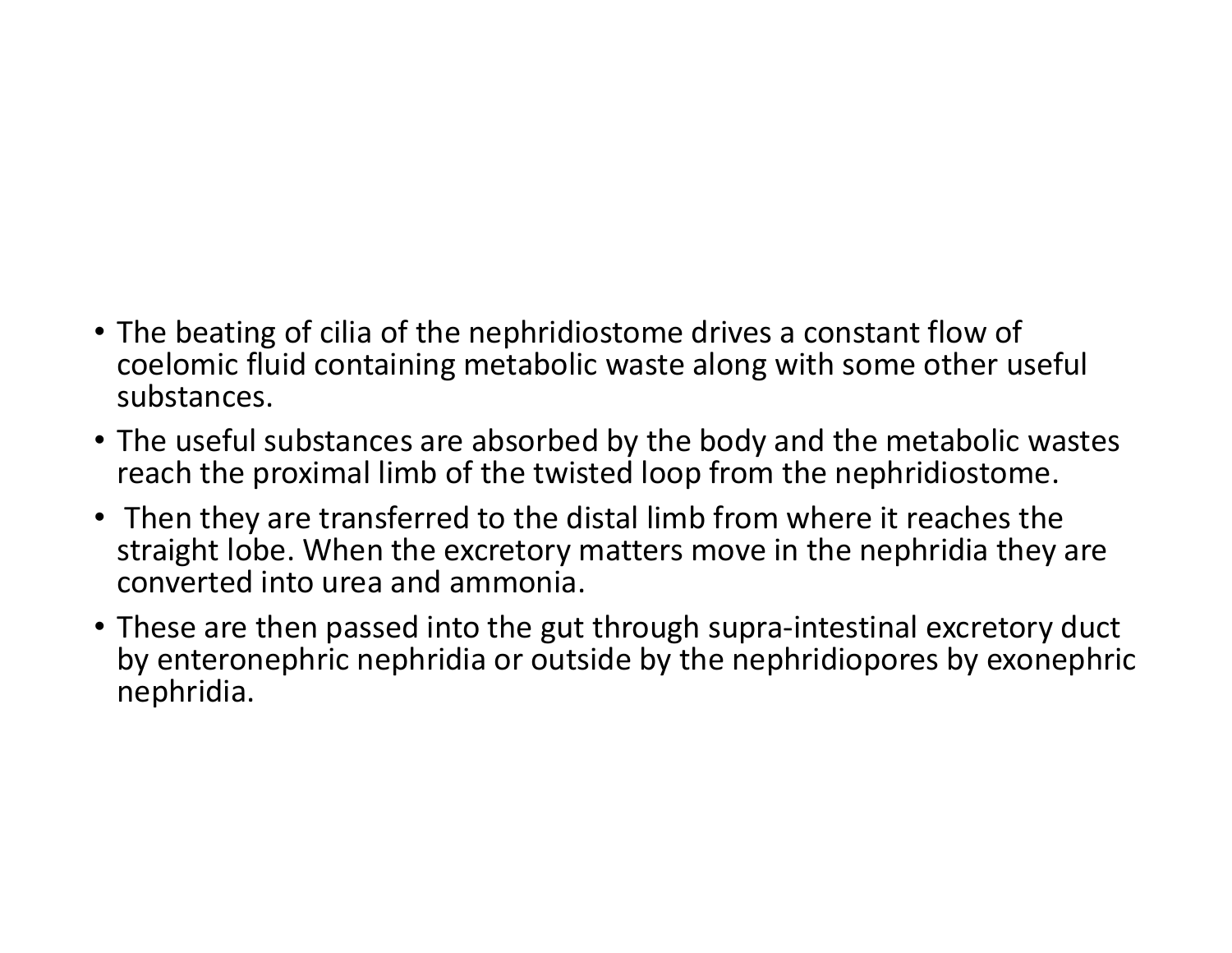- The beating of cilia of the nephridiostome drives a constant flow of coelomic fluid containing metabolic waste along with some other useful substances.
- The useful substances are absorbed by the body and the metabolic wastes reach the proximal limb of the twisted loop from the nephridiostome.
- Then they are transferred to the distal limb from where it reaches the straight lobe. When the excretory matters move in the nephridia they are converted into urea and ammonia.
- These are then passed into the gut through supra-intestinal excretory duct by enteronephric nephridia or outside by the nephridiopores by exonephric nephridia.